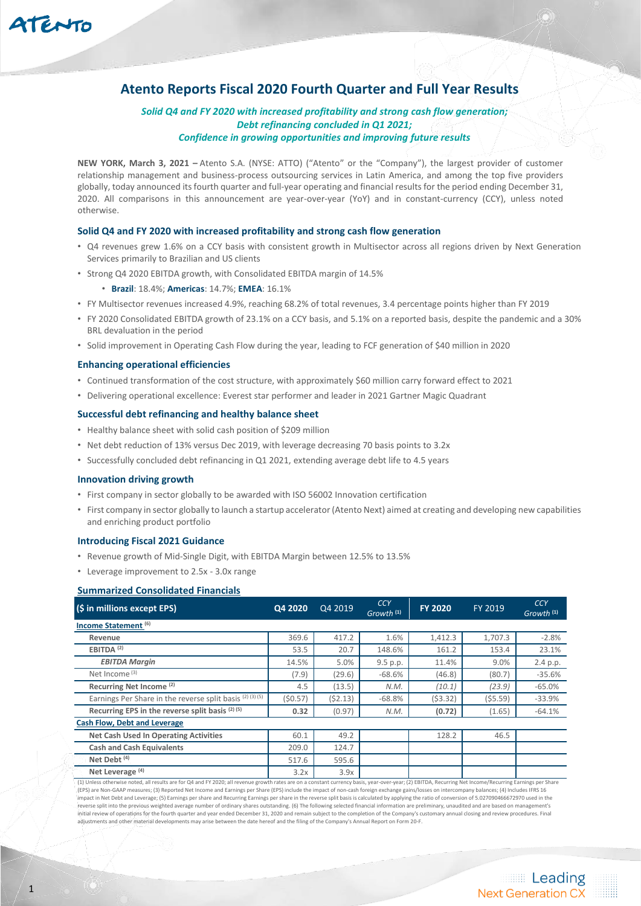# Atento Reports Fiscal 2020 Fourth Quarter and Full Year Results

*Solid Q4 and FY 2020 with increased profitability and strong cash flow generation;*
*Debt refinancing concluded in Q1 2021;*
*Confidence in growing opportunities and improving future results*

**NEW YORK, March 3, 2021 –** Atento S.A. (NYSE: ATTO) ("Atento" or the "Company"), the largest provider of customer relationship management and business-process outsourcing services in Latin America, and among the top five providers globally, today announced its fourth quarter and full-year operating and financial results for the period ending December 31, 2020. All comparisons in this announcement are year-over-year (YoY) and in constant-currency (CCY), unless noted otherwise.

### Solid Q4 and FY 2020 with increased profitability and strong cash flow generation

- Q4 revenues grew 1.6% on a CCY basis with consistent growth in Multisector across all regions driven by Next Generation Services primarily to Brazilian and US clients
- Strong Q4 2020 EBITDA growth, with Consolidated EBITDA margin of 14.5%
  - **Brazil**: 18.4%; **Americas**: 14.7%; **EMEA**: 16.1%
- FY Multisector revenues increased 4.9%, reaching 68.2% of total revenues, 3.4 percentage points higher than FY 2019
- FY 2020 Consolidated EBITDA growth of 23.1% on a CCY basis, and 5.1% on a reported basis, despite the pandemic and a 30% BRL devaluation in the period
- Solid improvement in Operating Cash Flow during the year, leading to FCF generation of $40 million in 2020

### Enhancing operational efficiencies

- Continued transformation of the cost structure, with approximately $60 million carry forward effect to 2021
- Delivering operational excellence: Everest star performer and leader in 2021 Gartner Magic Quadrant

### Successful debt refinancing and healthy balance sheet

- Healthy balance sheet with solid cash position of $209 million
- Net debt reduction of 13% versus Dec 2019, with leverage decreasing 70 basis points to 3.2x
- Successfully concluded debt refinancing in Q1 2021, extending average debt life to 4.5 years

### Innovation driving growth

- First company in sector globally to be awarded with ISO 56002 Innovation certification
- First company in sector globally to launch a startup accelerator (Atento Next) aimed at creating and developing new capabilities and enriching product portfolio

### Introducing Fiscal 2021 Guidance

- Revenue growth of Mid-Single Digit, with EBITDA Margin between 12.5% to 13.5%
- Leverage improvement to 2.5x - 3.0x range

### Summarized Consolidated Financials

| ($ in millions except EPS) | Q4 2020 | Q4 2019 | CCY Growth (1) | FY 2020 | FY 2019 | CCY Growth (1) |
|---|---|---|---|---|---|---|
| **Income Statement (6)** | | | | | | |
| **Revenue** | 369.6 | 417.2 | 1.6% | 1,412.3 | 1,707.3 | -2.8% |
| **EBITDA (2)** | 53.5 | 20.7 | 148.6% | 161.2 | 153.4 | 23.1% |
| ***EBITDA Margin*** | 14.5% | 5.0% | 9.5 p.p. | 11.4% | 9.0% | 2.4 p.p. |
| Net Income (3) | (7.9) | (29.6) | -68.6% | (46.8) | (80.7) | -35.6% |
| **Recurring Net Income (2)** | 4.5 | (13.5) | *N.M.* | *(10.1)* | *(23.9)* | -65.0% |
| Earnings Per Share in the reverse split basis (2) (3) (5) | ($0.57) | ($2.13) | -68.8% | ($3.32) | ($5.59) | -33.9% |
| **Recurring EPS in the reverse split basis (2) (5)** | 0.32 | (0.97) | *N.M.* | (0.72) | (1.65) | -64.1% |
| **Cash Flow, Debt and Leverage** | | | | | | |
| **Net Cash Used In Operating Activities** | 60.1 | 49.2 | | 128.2 | 46.5 | |
| **Cash and Cash Equivalents** | 209.0 | 124.7 | | | | |
| **Net Debt (4)** | 517.6 | 595.6 | | | | |
| **Net Leverage (4)** | 3.2x | 3.9x | | | | |

(1) Unless otherwise noted, all results are for Q4 and FY 2020; all revenue growth rates are on a constant currency basis, year-over-year; (2) EBITDA, Recurring Net Income/Recurring Earnings per Share (EPS) are Non-GAAP measures; (3) Reported Net Income and Earnings per Share (EPS) include the impact of non-cash foreign exchange gains/losses on intercompany balances; (4) Includes IFRS 16 impact in Net Debt and Leverage; (5) Earnings per share and Recurring Earnings per share in the reverse split basis is calculated by applying the ratio of conversion of 5.027090466672970 used in the reverse split into the previous weighted average number of ordinary shares outstanding. (6) The following selected financial information are preliminary, unaudited and are based on management's initial review of operations for the fourth quarter and year ended December 31, 2020 and remain subject to the completion of the Company's customary annual closing and review procedures. Final adjustments and other material developments may arise between the date hereof and the filing of the Company's Annual Report on Form 20-F.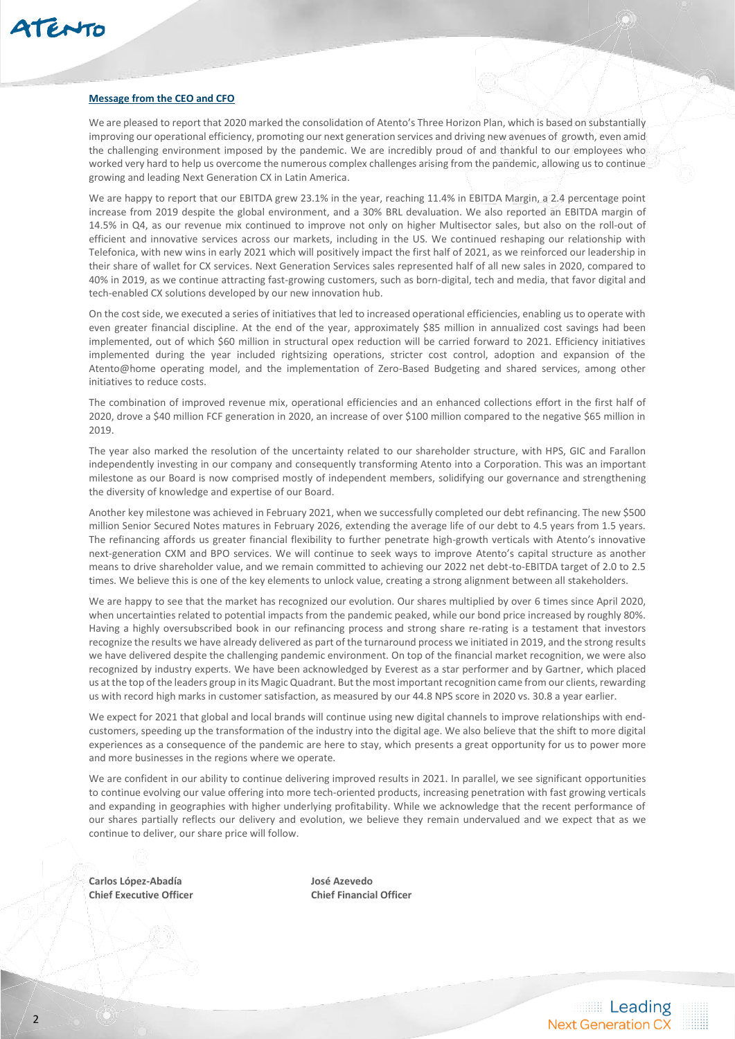## Message from the CEO and CFO

We are pleased to report that 2020 marked the consolidation of Atento's Three Horizon Plan, which is based on substantially improving our operational efficiency, promoting our next generation services and driving new avenues of growth, even amid the challenging environment imposed by the pandemic. We are incredibly proud of and thankful to our employees who worked very hard to help us overcome the numerous complex challenges arising from the pandemic, allowing us to continue growing and leading Next Generation CX in Latin America.

We are happy to report that our EBITDA grew 23.1% in the year, reaching 11.4% in EBITDA Margin, a 2.4 percentage point increase from 2019 despite the global environment, and a 30% BRL devaluation. We also reported an EBITDA margin of 14.5% in Q4, as our revenue mix continued to improve not only on higher Multisector sales, but also on the roll-out of efficient and innovative services across our markets, including in the US. We continued reshaping our relationship with Telefonica, with new wins in early 2021 which will positively impact the first half of 2021, as we reinforced our leadership in their share of wallet for CX services. Next Generation Services sales represented half of all new sales in 2020, compared to 40% in 2019, as we continue attracting fast-growing customers, such as born-digital, tech and media, that favor digital and tech-enabled CX solutions developed by our new innovation hub.

On the cost side, we executed a series of initiatives that led to increased operational efficiencies, enabling us to operate with even greater financial discipline. At the end of the year, approximately $85 million in annualized cost savings had been implemented, out of which $60 million in structural opex reduction will be carried forward to 2021. Efficiency initiatives implemented during the year included rightsizing operations, stricter cost control, adoption and expansion of the Atento@home operating model, and the implementation of Zero-Based Budgeting and shared services, among other initiatives to reduce costs.

The combination of improved revenue mix, operational efficiencies and an enhanced collections effort in the first half of 2020, drove a $40 million FCF generation in 2020, an increase of over $100 million compared to the negative $65 million in 2019.

The year also marked the resolution of the uncertainty related to our shareholder structure, with HPS, GIC and Farallon independently investing in our company and consequently transforming Atento into a Corporation. This was an important milestone as our Board is now comprised mostly of independent members, solidifying our governance and strengthening the diversity of knowledge and expertise of our Board.

Another key milestone was achieved in February 2021, when we successfully completed our debt refinancing. The new $500 million Senior Secured Notes matures in February 2026, extending the average life of our debt to 4.5 years from 1.5 years. The refinancing affords us greater financial flexibility to further penetrate high-growth verticals with Atento's innovative next-generation CXM and BPO services. We will continue to seek ways to improve Atento's capital structure as another means to drive shareholder value, and we remain committed to achieving our 2022 net debt-to-EBITDA target of 2.0 to 2.5 times. We believe this is one of the key elements to unlock value, creating a strong alignment between all stakeholders.

We are happy to see that the market has recognized our evolution. Our shares multiplied by over 6 times since April 2020, when uncertainties related to potential impacts from the pandemic peaked, while our bond price increased by roughly 80%. Having a highly oversubscribed book in our refinancing process and strong share re-rating is a testament that investors recognize the results we have already delivered as part of the turnaround process we initiated in 2019, and the strong results we have delivered despite the challenging pandemic environment. On top of the financial market recognition, we were also recognized by industry experts. We have been acknowledged by Everest as a star performer and by Gartner, which placed us at the top of the leaders group in its Magic Quadrant. But the most important recognition came from our clients, rewarding us with record high marks in customer satisfaction, as measured by our 44.8 NPS score in 2020 vs. 30.8 a year earlier.

We expect for 2021 that global and local brands will continue using new digital channels to improve relationships with end-customers, speeding up the transformation of the industry into the digital age. We also believe that the shift to more digital experiences as a consequence of the pandemic are here to stay, which presents a great opportunity for us to power more and more businesses in the regions where we operate.

We are confident in our ability to continue delivering improved results in 2021. In parallel, we see significant opportunities to continue evolving our value offering into more tech-oriented products, increasing penetration with fast growing verticals and expanding in geographies with higher underlying profitability. While we acknowledge that the recent performance of our shares partially reflects our delivery and evolution, we believe they remain undervalued and we expect that as we continue to deliver, our share price will follow.

**Carlos López-Abadía**
**Chief Executive Officer**

**José Azevedo**
**Chief Financial Officer**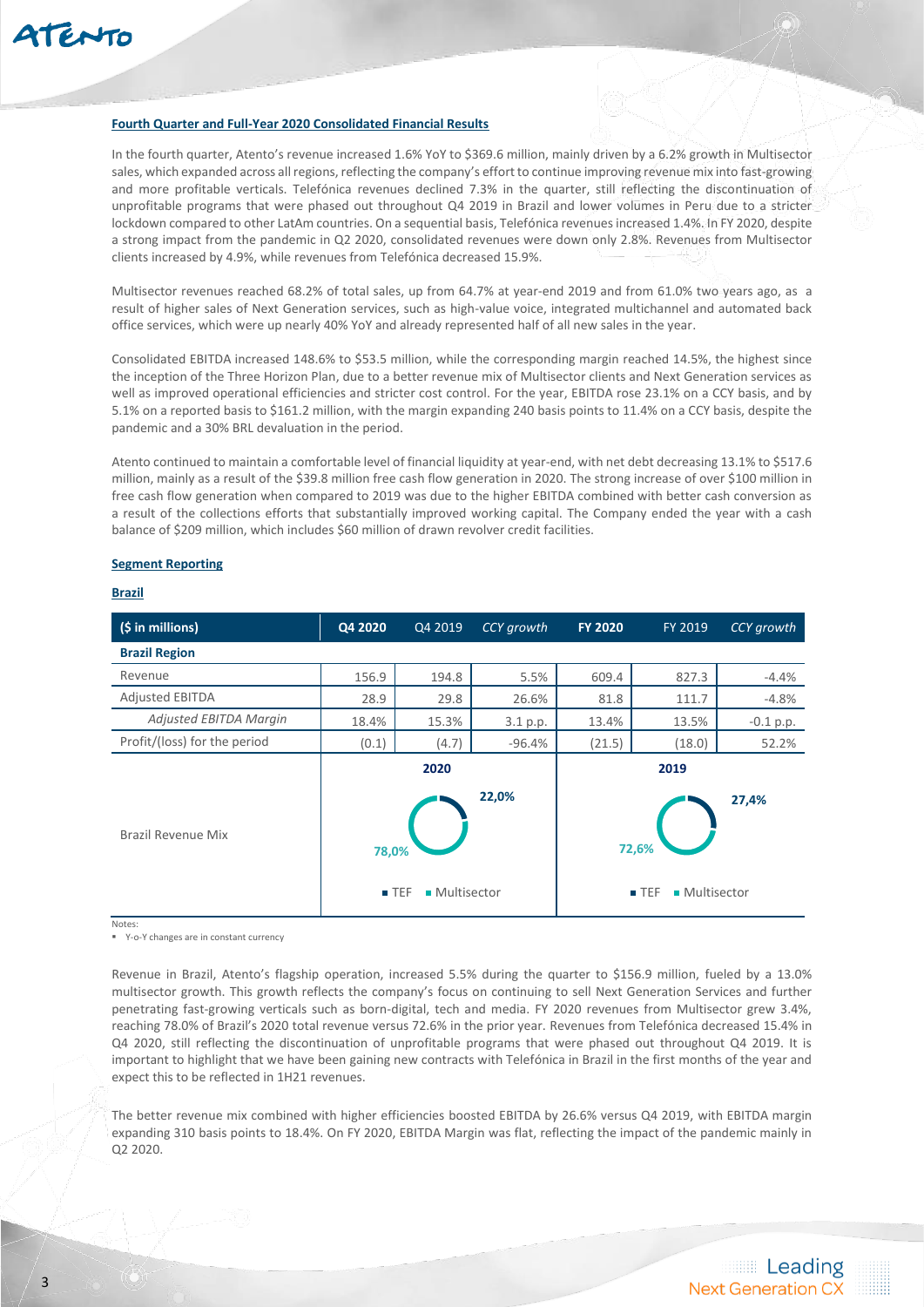**Fourth Quarter and Full-Year 2020 Consolidated Financial Results**

In the fourth quarter, Atento's revenue increased 1.6% YoY to $369.6 million, mainly driven by a 6.2% growth in Multisector sales, which expanded across all regions, reflecting the company's effort to continue improving revenue mix into fast-growing and more profitable verticals. Telefónica revenues declined 7.3% in the quarter, still reflecting the discontinuation of unprofitable programs that were phased out throughout Q4 2019 in Brazil and lower volumes in Peru due to a stricter lockdown compared to other LatAm countries. On a sequential basis, Telefónica revenues increased 1.4%. In FY 2020, despite a strong impact from the pandemic in Q2 2020, consolidated revenues were down only 2.8%. Revenues from Multisector clients increased by 4.9%, while revenues from Telefónica decreased 15.9%.

Multisector revenues reached 68.2% of total sales, up from 64.7% at year-end 2019 and from 61.0% two years ago, as a result of higher sales of Next Generation services, such as high-value voice, integrated multichannel and automated back office services, which were up nearly 40% YoY and already represented half of all new sales in the year.

Consolidated EBITDA increased 148.6% to $53.5 million, while the corresponding margin reached 14.5%, the highest since the inception of the Three Horizon Plan, due to a better revenue mix of Multisector clients and Next Generation services as well as improved operational efficiencies and stricter cost control. For the year, EBITDA rose 23.1% on a CCY basis, and by 5.1% on a reported basis to $161.2 million, with the margin expanding 240 basis points to 11.4% on a CCY basis, despite the pandemic and a 30% BRL devaluation in the period.

Atento continued to maintain a comfortable level of financial liquidity at year-end, with net debt decreasing 13.1% to $517.6 million, mainly as a result of the $39.8 million free cash flow generation in 2020. The strong increase of over $100 million in free cash flow generation when compared to 2019 was due to the higher EBITDA combined with better cash conversion as a result of the collections efforts that substantially improved working capital. The Company ended the year with a cash balance of $209 million, which includes $60 million of drawn revolver credit facilities.

**Segment Reporting**

**Brazil**

| ($ in millions) | Q4 2020 | Q4 2019 | *CCY growth* | FY 2020 | FY 2019 | *CCY growth* |
|---|---|---|---|---|---|---|
| **Brazil Region** | | | | | | |
| Revenue | 156.9 | 194.8 | 5.5% | 609.4 | 827.3 | -4.4% |
| Adjusted EBITDA | 28.9 | 29.8 | 26.6% | 81.8 | 111.7 | -4.8% |
| *Adjusted EBITDA Margin* | 18.4% | 15.3% | 3.1 p.p. | 13.4% | 13.5% | -0.1 p.p. |
| Profit/(loss) for the period | (0.1) | (4.7) | -96.4% | (21.5) | (18.0) | 52.2% |
| Brazil Revenue Mix | 2020: TEF 22,0%; Multisector 78,0% | | | 2019: TEF 27,4%; Multisector 72,6% | | |

Notes:
- Y-o-Y changes are in constant currency

Revenue in Brazil, Atento's flagship operation, increased 5.5% during the quarter to $156.9 million, fueled by a 13.0% multisector growth. This growth reflects the company's focus on continuing to sell Next Generation Services and further penetrating fast-growing verticals such as born-digital, tech and media. FY 2020 revenues from Multisector grew 3.4%, reaching 78.0% of Brazil's 2020 total revenue versus 72.6% in the prior year. Revenues from Telefónica decreased 15.4% in Q4 2020, still reflecting the discontinuation of unprofitable programs that were phased out throughout Q4 2019. It is important to highlight that we have been gaining new contracts with Telefónica in Brazil in the first months of the year and expect this to be reflected in 1H21 revenues.

The better revenue mix combined with higher efficiencies boosted EBITDA by 26.6% versus Q4 2019, with EBITDA margin expanding 310 basis points to 18.4%. On FY 2020, EBITDA Margin was flat, reflecting the impact of the pandemic mainly in Q2 2020.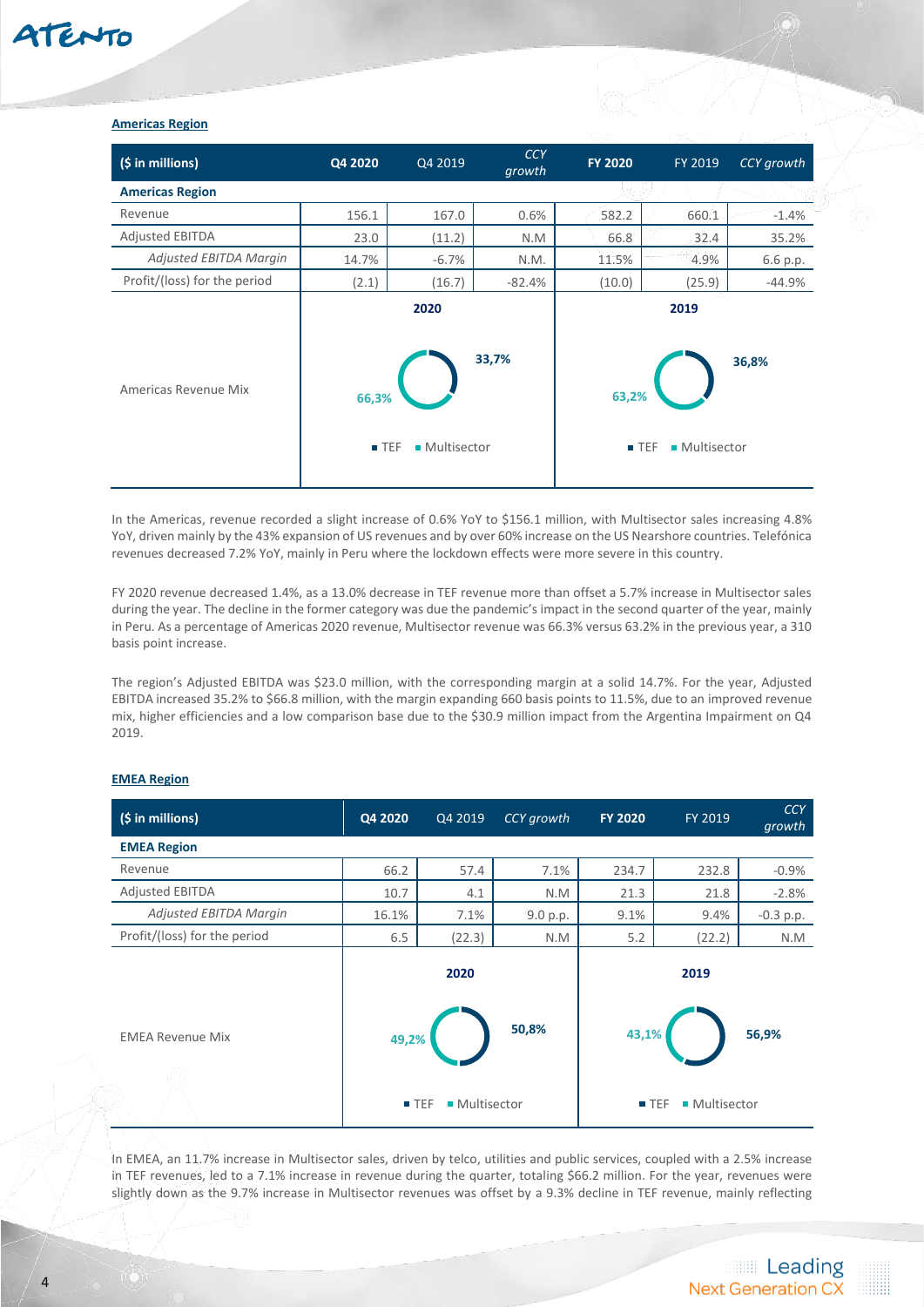## Americas Region

| ($ in millions) | Q4 2020 | Q4 2019 | CCY growth | FY 2020 | FY 2019 | CCY growth |
|---|---|---|---|---|---|---|
| **Americas Region** | | | | | | |
| Revenue | 156.1 | 167.0 | 0.6% | 582.2 | 660.1 | -1.4% |
| Adjusted EBITDA | 23.0 | (11.2) | N.M | 66.8 | 32.4 | 35.2% |
| *Adjusted EBITDA Margin* | 14.7% | -6.7% | N.M. | 11.5% | 4.9% | 6.6 p.p. |
| Profit/(loss) for the period | (2.1) | (16.7) | -82.4% | (10.0) | (25.9) | -44.9% |
| Americas Revenue Mix | 2020: 66,3% / 33,7% (TEF / Multisector) | | | 2019: 63,2% / 36,8% (TEF / Multisector) | | |

In the Americas, revenue recorded a slight increase of 0.6% YoY to $156.1 million, with Multisector sales increasing 4.8% YoY, driven mainly by the 43% expansion of US revenues and by over 60% increase on the US Nearshore countries. Telefónica revenues decreased 7.2% YoY, mainly in Peru where the lockdown effects were more severe in this country.

FY 2020 revenue decreased 1.4%, as a 13.0% decrease in TEF revenue more than offset a 5.7% increase in Multisector sales during the year. The decline in the former category was due the pandemic's impact in the second quarter of the year, mainly in Peru. As a percentage of Americas 2020 revenue, Multisector revenue was 66.3% versus 63.2% in the previous year, a 310 basis point increase.

The region's Adjusted EBITDA was $23.0 million, with the corresponding margin at a solid 14.7%. For the year, Adjusted EBITDA increased 35.2% to $66.8 million, with the margin expanding 660 basis points to 11.5%, due to an improved revenue mix, higher efficiencies and a low comparison base due to the $30.9 million impact from the Argentina Impairment on Q4 2019.

## EMEA Region

| ($ in millions) | Q4 2020 | Q4 2019 | CCY growth | FY 2020 | FY 2019 | CCY growth |
|---|---|---|---|---|---|---|
| **EMEA Region** | | | | | | |
| Revenue | 66.2 | 57.4 | 7.1% | 234.7 | 232.8 | -0.9% |
| Adjusted EBITDA | 10.7 | 4.1 | N.M | 21.3 | 21.8 | -2.8% |
| *Adjusted EBITDA Margin* | 16.1% | 7.1% | 9.0 p.p. | 9.1% | 9.4% | -0.3 p.p. |
| Profit/(loss) for the period | 6.5 | (22.3) | N.M | 5.2 | (22.2) | N.M |
| EMEA Revenue Mix | 2020: 49,2% / 50,8% (TEF / Multisector) | | | 2019: 43,1% / 56,9% (TEF / Multisector) | | |

In EMEA, an 11.7% increase in Multisector sales, driven by telco, utilities and public services, coupled with a 2.5% increase in TEF revenues, led to a 7.1% increase in revenue during the quarter, totaling $66.2 million. For the year, revenues were slightly down as the 9.7% increase in Multisector revenues was offset by a 9.3% decline in TEF revenue, mainly reflecting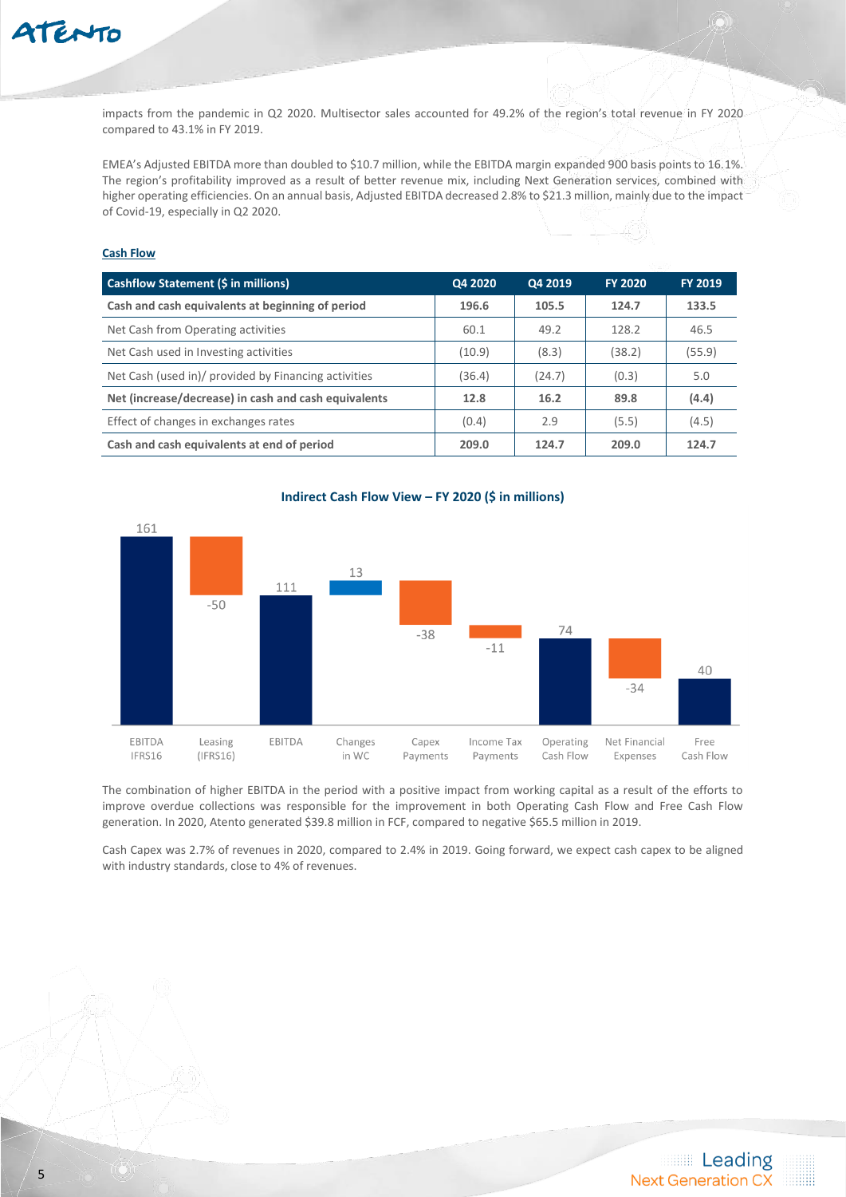impacts from the pandemic in Q2 2020. Multisector sales accounted for 49.2% of the region's total revenue in FY 2020 compared to 43.1% in FY 2019.

EMEA's Adjusted EBITDA more than doubled to $10.7 million, while the EBITDA margin expanded 900 basis points to 16.1%. The region's profitability improved as a result of better revenue mix, including Next Generation services, combined with higher operating efficiencies. On an annual basis, Adjusted EBITDA decreased 2.8% to $21.3 million, mainly due to the impact of Covid-19, especially in Q2 2020.

## Cash Flow

| Cashflow Statement ($ in millions) | Q4 2020 | Q4 2019 | FY 2020 | FY 2019 |
|---|---|---|---|---|
| **Cash and cash equivalents at beginning of period** | **196.6** | **105.5** | **124.7** | **133.5** |
| Net Cash from Operating activities | 60.1 | 49.2 | 128.2 | 46.5 |
| Net Cash used in Investing activities | (10.9) | (8.3) | (38.2) | (55.9) |
| Net Cash (used in)/ provided by Financing activities | (36.4) | (24.7) | (0.3) | 5.0 |
| **Net (increase/decrease) in cash and cash equivalents** | **12.8** | **16.2** | **89.8** | **(4.4)** |
| Effect of changes in exchanges rates | (0.4) | 2.9 | (5.5) | (4.5) |
| **Cash and cash equivalents at end of period** | **209.0** | **124.7** | **209.0** | **124.7** |

**Indirect Cash Flow View – FY 2020 ($ in millions)**

| EBITDA IFRS16 | Leasing (IFRS16) | EBITDA | Changes in WC | Capex Payments | Income Tax Payments | Operating Cash Flow | Net Financial Expenses | Free Cash Flow |
|---|---|---|---|---|---|---|---|---|
| 161 | -50 | 111 | 13 | -38 | -11 | 74 | -34 | 40 |

The combination of higher EBITDA in the period with a positive impact from working capital as a result of the efforts to improve overdue collections was responsible for the improvement in both Operating Cash Flow and Free Cash Flow generation. In 2020, Atento generated $39.8 million in FCF, compared to negative $65.5 million in 2019.

Cash Capex was 2.7% of revenues in 2020, compared to 2.4% in 2019. Going forward, we expect cash capex to be aligned with industry standards, close to 4% of revenues.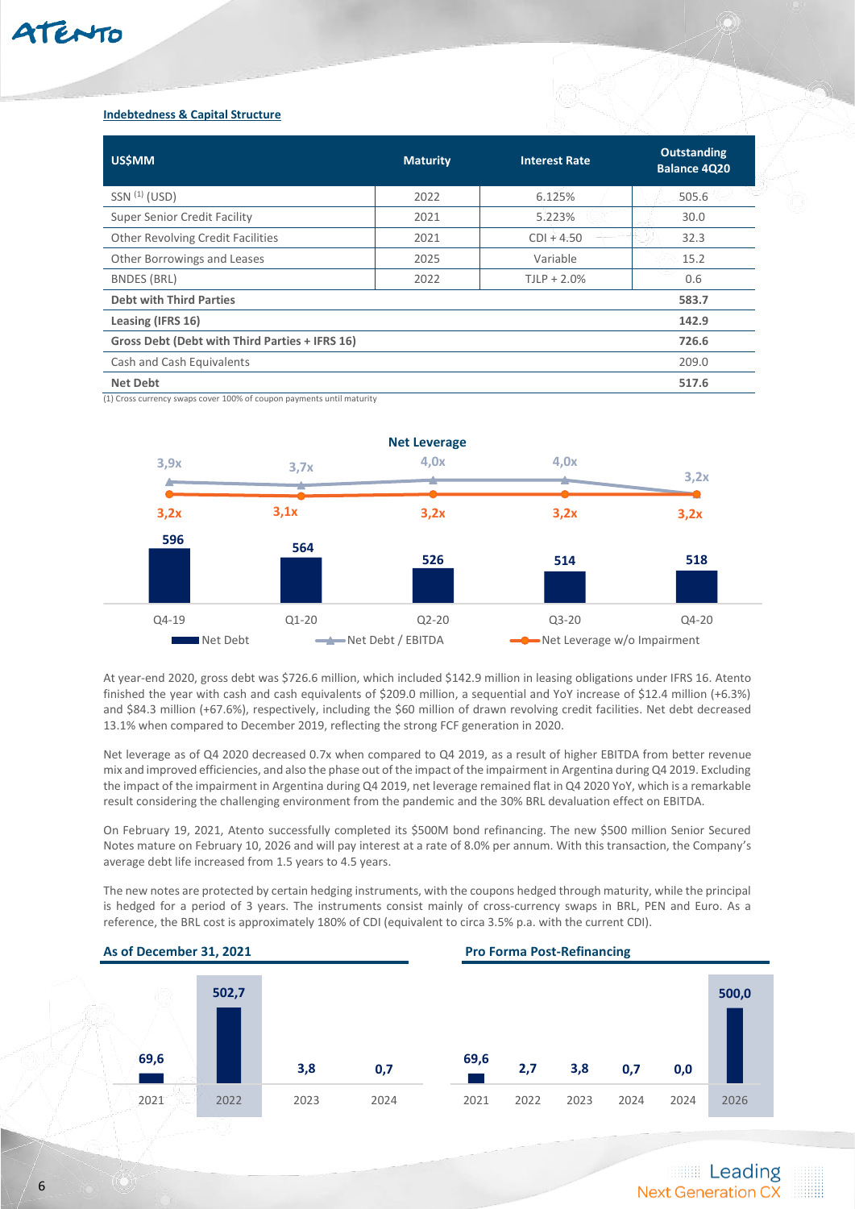## Indebtedness & Capital Structure

| US$MM | Maturity | Interest Rate | Outstanding Balance 4Q20 |
|---|---|---|---|
| SSN [1] (USD) | 2022 | 6.125% | 505.6 |
| Super Senior Credit Facility | 2021 | 5.223% | 30.0 |
| Other Revolving Credit Facilities | 2021 | CDI + 4.50 | 32.3 |
| Other Borrowings and Leases | 2025 | Variable | 15.2 |
| BNDES (BRL) | 2022 | TJLP + 2.0% | 0.6 |
| **Debt with Third Parties** | | | **583.7** |
| **Leasing (IFRS 16)** | | | **142.9** |
| **Gross Debt (Debt with Third Parties + IFRS 16)** | | | **726.6** |
| Cash and Cash Equivalents | | | 209.0 |
| **Net Debt** | | | **517.6** |

(1) Cross currency swaps cover 100% of coupon payments until maturity

**Net Leverage**

| | Q4-19 | Q1-20 | Q2-20 | Q3-20 | Q4-20 |
|---|---|---|---|---|---|
| Net Debt | 596 | 564 | 526 | 514 | 518 |
| Net Debt / EBITDA | 3,9x | 3,7x | 4,0x | 4,0x | 3,2x |
| Net Leverage w/o Impairment | 3,2x | 3,1x | 3,2x | 3,2x | 3,2x |

At year-end 2020, gross debt was $726.6 million, which included $142.9 million in leasing obligations under IFRS 16. Atento finished the year with cash and cash equivalents of $209.0 million, a sequential and YoY increase of $12.4 million (+6.3%) and $84.3 million (+67.6%), respectively, including the $60 million of drawn revolving credit facilities. Net debt decreased 13.1% when compared to December 2019, reflecting the strong FCF generation in 2020.

Net leverage as of Q4 2020 decreased 0.7x when compared to Q4 2019, as a result of higher EBITDA from better revenue mix and improved efficiencies, and also the phase out of the impact of the impairment in Argentina during Q4 2019. Excluding the impact of the impairment in Argentina during Q4 2019, net leverage remained flat in Q4 2020 YoY, which is a remarkable result considering the challenging environment from the pandemic and the 30% BRL devaluation effect on EBITDA.

On February 19, 2021, Atento successfully completed its $500M bond refinancing. The new $500 million Senior Secured Notes mature on February 10, 2026 and will pay interest at a rate of 8.0% per annum. With this transaction, the Company's average debt life increased from 1.5 years to 4.5 years.

The new notes are protected by certain hedging instruments, with the coupons hedged through maturity, while the principal is hedged for a period of 3 years. The instruments consist mainly of cross-currency swaps in BRL, PEN and Euro. As a reference, the BRL cost is approximately 180% of CDI (equivalent to circa 3.5% p.a. with the current CDI).

**As of December 31, 2021**

| 2021 | 2022 | 2023 | 2024 |
|---|---|---|---|
| 69,6 | 502,7 | 3,8 | 0,7 |

**Pro Forma Post-Refinancing**

| 2021 | 2022 | 2023 | 2024 | 2024 | 2026 |
|---|---|---|---|---|---|
| 69,6 | 2,7 | 3,8 | 0,7 | 0,0 | 500,0 |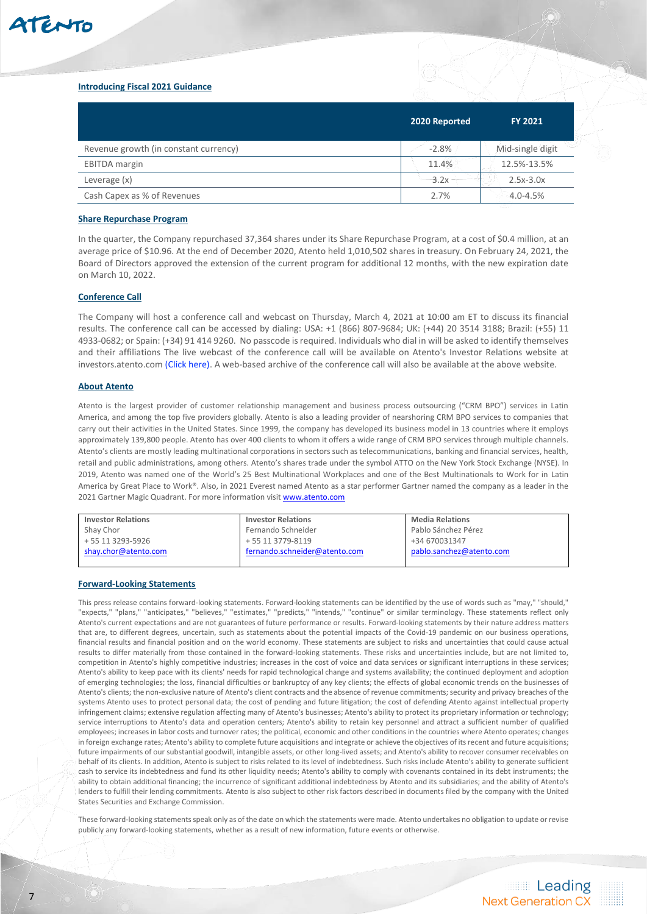## Introducing Fiscal 2021 Guidance

| | 2020 Reported | FY 2021 |
|---|---|---|
| Revenue growth (in constant currency) | -2.8% | Mid-single digit |
| EBITDA margin | 11.4% | 12.5%-13.5% |
| Leverage (x) | 3.2x | 2.5x-3.0x |
| Cash Capex as % of Revenues | 2.7% | 4.0-4.5% |

## Share Repurchase Program

In the quarter, the Company repurchased 37,364 shares under its Share Repurchase Program, at a cost of $0.4 million, at an average price of $10.96. At the end of December 2020, Atento held 1,010,502 shares in treasury. On February 24, 2021, the Board of Directors approved the extension of the current program for additional 12 months, with the new expiration date on March 10, 2022.

## Conference Call

The Company will host a conference call and webcast on Thursday, March 4, 2021 at 10:00 am ET to discuss its financial results. The conference call can be accessed by dialing: USA: +1 (866) 807-9684; UK: (+44) 20 3514 3188; Brazil: (+55) 11 4933-0682; or Spain: (+34) 91 414 9260. No passcode is required. Individuals who dial in will be asked to identify themselves and their affiliations The live webcast of the conference call will be available on Atento's Investor Relations website at investors.atento.com (Click here). A web-based archive of the conference call will also be available at the above website.

## About Atento

Atento is the largest provider of customer relationship management and business process outsourcing ("CRM BPO") services in Latin America, and among the top five providers globally. Atento is also a leading provider of nearshoring CRM BPO services to companies that carry out their activities in the United States. Since 1999, the company has developed its business model in 13 countries where it employs approximately 139,800 people. Atento has over 400 clients to whom it offers a wide range of CRM BPO services through multiple channels. Atento's clients are mostly leading multinational corporations in sectors such as telecommunications, banking and financial services, health, retail and public administrations, among others. Atento's shares trade under the symbol ATTO on the New York Stock Exchange (NYSE). In 2019, Atento was named one of the World's 25 Best Multinational Workplaces and one of the Best Multinationals to Work for in Latin America by Great Place to Work®. Also, in 2021 Everest named Atento as a star performer Gartner named the company as a leader in the 2021 Gartner Magic Quadrant. For more information visit www.atento.com

| Investor Relations | Investor Relations | Media Relations |
|---|---|---|
| Shay Chor | Fernando Schneider | Pablo Sánchez Pérez |
| + 55 11 3293-5926 | + 55 11 3779-8119 | +34 670031347 |
| shay.chor@atento.com | fernando.schneider@atento.com | pablo.sanchez@atento.com |

## Forward-Looking Statements

This press release contains forward-looking statements. Forward-looking statements can be identified by the use of words such as "may," "should," "expects," "plans," "anticipates," "believes," "estimates," "predicts," "intends," "continue" or similar terminology. These statements reflect only Atento's current expectations and are not guarantees of future performance or results. Forward-looking statements by their nature address matters that are, to different degrees, uncertain, such as statements about the potential impacts of the Covid-19 pandemic on our business operations, financial results and financial position and on the world economy. These statements are subject to risks and uncertainties that could cause actual results to differ materially from those contained in the forward-looking statements. These risks and uncertainties include, but are not limited to, competition in Atento's highly competitive industries; increases in the cost of voice and data services or significant interruptions in these services; Atento's ability to keep pace with its clients' needs for rapid technological change and systems availability; the continued deployment and adoption of emerging technologies; the loss, financial difficulties or bankruptcy of any key clients; the effects of global economic trends on the businesses of Atento's clients; the non-exclusive nature of Atento's client contracts and the absence of revenue commitments; security and privacy breaches of the systems Atento uses to protect personal data; the cost of pending and future litigation; the cost of defending Atento against intellectual property infringement claims; extensive regulation affecting many of Atento's businesses; Atento's ability to protect its proprietary information or technology; service interruptions to Atento's data and operation centers; Atento's ability to retain key personnel and attract a sufficient number of qualified employees; increases in labor costs and turnover rates; the political, economic and other conditions in the countries where Atento operates; changes in foreign exchange rates; Atento's ability to complete future acquisitions and integrate or achieve the objectives of its recent and future acquisitions; future impairments of our substantial goodwill, intangible assets, or other long-lived assets; and Atento's ability to recover consumer receivables on behalf of its clients. In addition, Atento is subject to risks related to its level of indebtedness. Such risks include Atento's ability to generate sufficient cash to service its indebtedness and fund its other liquidity needs; Atento's ability to comply with covenants contained in its debt instruments; the ability to obtain additional financing; the incurrence of significant additional indebtedness by Atento and its subsidiaries; and the ability of Atento's lenders to fulfill their lending commitments. Atento is also subject to other risk factors described in documents filed by the company with the United States Securities and Exchange Commission.

These forward-looking statements speak only as of the date on which the statements were made. Atento undertakes no obligation to update or revise publicly any forward-looking statements, whether as a result of new information, future events or otherwise.